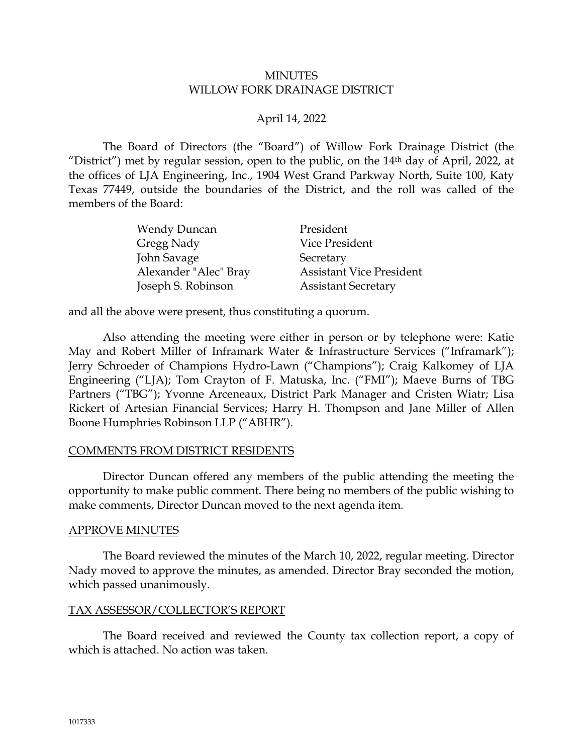# MINUTES
# WILLOW FORK DRAINAGE DISTRICT

April 14, 2022

The Board of Directors (the "Board") of Willow Fork Drainage District (the "District") met by regular session, open to the public, on the 14th day of April, 2022, at the offices of LJA Engineering, Inc., 1904 West Grand Parkway North, Suite 100, Katy Texas 77449, outside the boundaries of the District, and the roll was called of the members of the Board:

| | |
|---|---|
| Wendy Duncan | President |
| Gregg Nady | Vice President |
| John Savage | Secretary |
| Alexander "Alec" Bray | Assistant Vice President |
| Joseph S. Robinson | Assistant Secretary |

and all the above were present, thus constituting a quorum.

Also attending the meeting were either in person or by telephone were: Katie May and Robert Miller of Inframark Water & Infrastructure Services ("Inframark"); Jerry Schroeder of Champions Hydro-Lawn ("Champions"); Craig Kalkomey of LJA Engineering ("LJA"); Tom Crayton of F. Matuska, Inc. ("FMI"); Maeve Burns of TBG Partners ("TBG"); Yvonne Arceneaux, District Park Manager and Cristen Wiatr; Lisa Rickert of Artesian Financial Services; Harry H. Thompson and Jane Miller of Allen Boone Humphries Robinson LLP ("ABHR").

## COMMENTS FROM DISTRICT RESIDENTS

Director Duncan offered any members of the public attending the meeting the opportunity to make public comment. There being no members of the public wishing to make comments, Director Duncan moved to the next agenda item.

## APPROVE MINUTES

The Board reviewed the minutes of the March 10, 2022, regular meeting. Director Nady moved to approve the minutes, as amended. Director Bray seconded the motion, which passed unanimously.

## TAX ASSESSOR/COLLECTOR'S REPORT

The Board received and reviewed the County tax collection report, a copy of which is attached. No action was taken.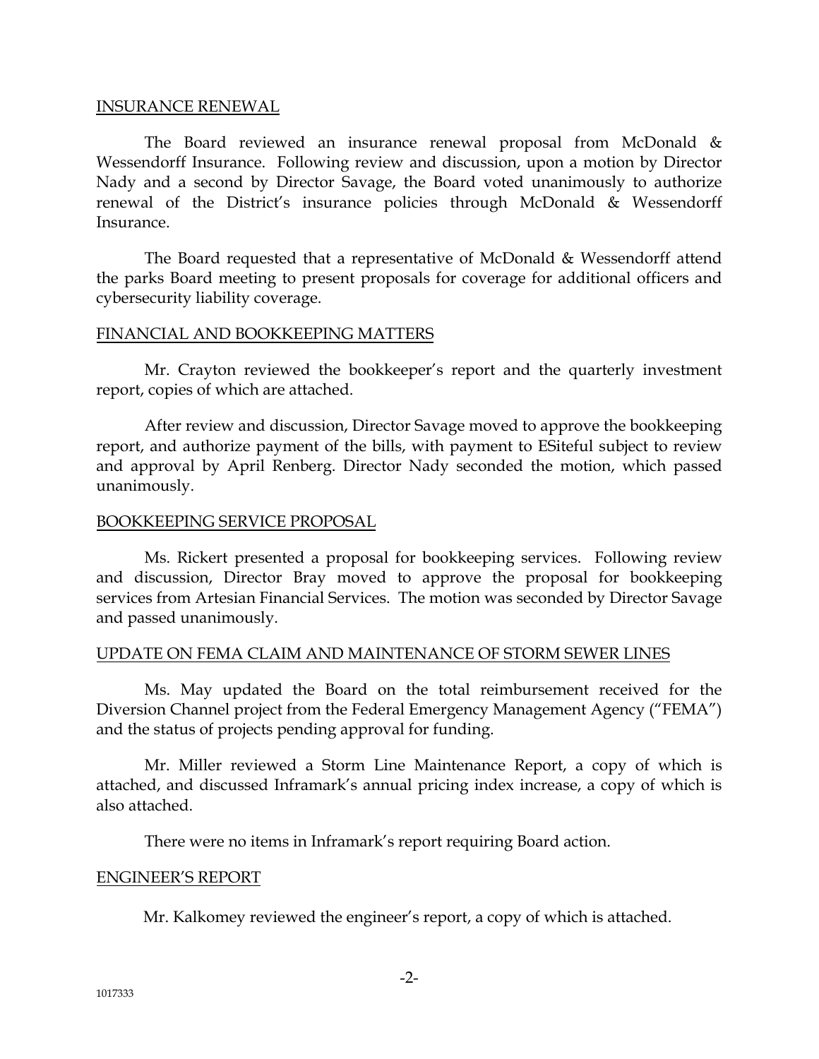## INSURANCE RENEWAL

The Board reviewed an insurance renewal proposal from McDonald & Wessendorff Insurance. Following review and discussion, upon a motion by Director Nady and a second by Director Savage, the Board voted unanimously to authorize renewal of the District's insurance policies through McDonald & Wessendorff Insurance.

The Board requested that a representative of McDonald & Wessendorff attend the parks Board meeting to present proposals for coverage for additional officers and cybersecurity liability coverage.

## FINANCIAL AND BOOKKEEPING MATTERS

Mr. Crayton reviewed the bookkeeper's report and the quarterly investment report, copies of which are attached.

After review and discussion, Director Savage moved to approve the bookkeeping report, and authorize payment of the bills, with payment to ESiteful subject to review and approval by April Renberg. Director Nady seconded the motion, which passed unanimously.

## BOOKKEEPING SERVICE PROPOSAL

Ms. Rickert presented a proposal for bookkeeping services. Following review and discussion, Director Bray moved to approve the proposal for bookkeeping services from Artesian Financial Services. The motion was seconded by Director Savage and passed unanimously.

## UPDATE ON FEMA CLAIM AND MAINTENANCE OF STORM SEWER LINES

Ms. May updated the Board on the total reimbursement received for the Diversion Channel project from the Federal Emergency Management Agency ("FEMA") and the status of projects pending approval for funding.

Mr. Miller reviewed a Storm Line Maintenance Report, a copy of which is attached, and discussed Inframark's annual pricing index increase, a copy of which is also attached.

There were no items in Inframark's report requiring Board action.

## ENGINEER'S REPORT

Mr. Kalkomey reviewed the engineer's report, a copy of which is attached.

1017333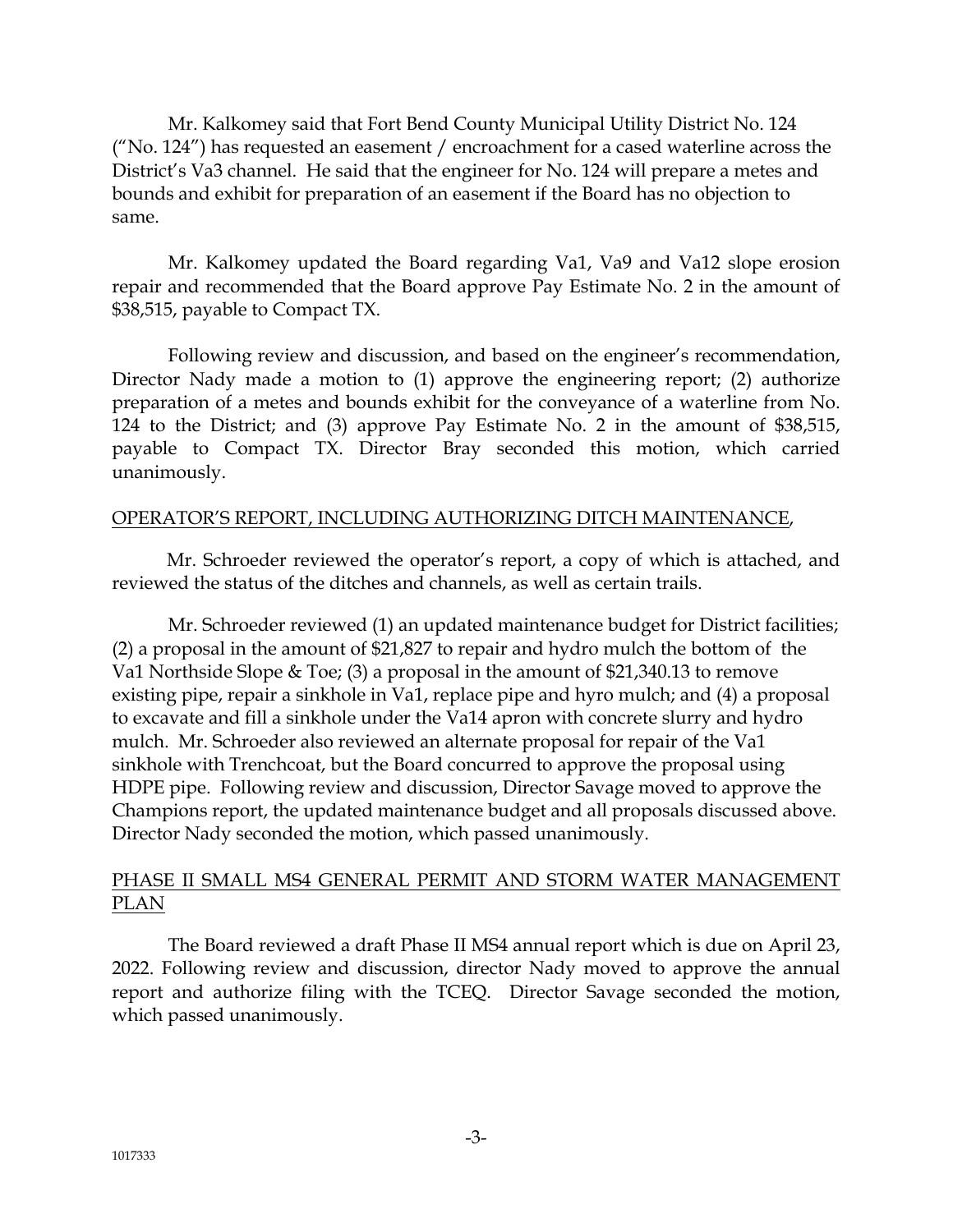Mr. Kalkomey said that Fort Bend County Municipal Utility District No. 124 ("No. 124") has requested an easement / encroachment for a cased waterline across the District's Va3 channel. He said that the engineer for No. 124 will prepare a metes and bounds and exhibit for preparation of an easement if the Board has no objection to same.

Mr. Kalkomey updated the Board regarding Va1, Va9 and Va12 slope erosion repair and recommended that the Board approve Pay Estimate No. 2 in the amount of $38,515, payable to Compact TX.

Following review and discussion, and based on the engineer's recommendation, Director Nady made a motion to (1) approve the engineering report; (2) authorize preparation of a metes and bounds exhibit for the conveyance of a waterline from No. 124 to the District; and (3) approve Pay Estimate No. 2 in the amount of $38,515, payable to Compact TX. Director Bray seconded this motion, which carried unanimously.

## OPERATOR'S REPORT, INCLUDING AUTHORIZING DITCH MAINTENANCE,

Mr. Schroeder reviewed the operator's report, a copy of which is attached, and reviewed the status of the ditches and channels, as well as certain trails.

Mr. Schroeder reviewed (1) an updated maintenance budget for District facilities; (2) a proposal in the amount of $21,827 to repair and hydro mulch the bottom of the Va1 Northside Slope & Toe; (3) a proposal in the amount of $21,340.13 to remove existing pipe, repair a sinkhole in Va1, replace pipe and hyro mulch; and (4) a proposal to excavate and fill a sinkhole under the Va14 apron with concrete slurry and hydro mulch. Mr. Schroeder also reviewed an alternate proposal for repair of the Va1 sinkhole with Trenchcoat, but the Board concurred to approve the proposal using HDPE pipe. Following review and discussion, Director Savage moved to approve the Champions report, the updated maintenance budget and all proposals discussed above. Director Nady seconded the motion, which passed unanimously.

## PHASE II SMALL MS4 GENERAL PERMIT AND STORM WATER MANAGEMENT PLAN

The Board reviewed a draft Phase II MS4 annual report which is due on April 23, 2022. Following review and discussion, director Nady moved to approve the annual report and authorize filing with the TCEQ. Director Savage seconded the motion, which passed unanimously.

1017333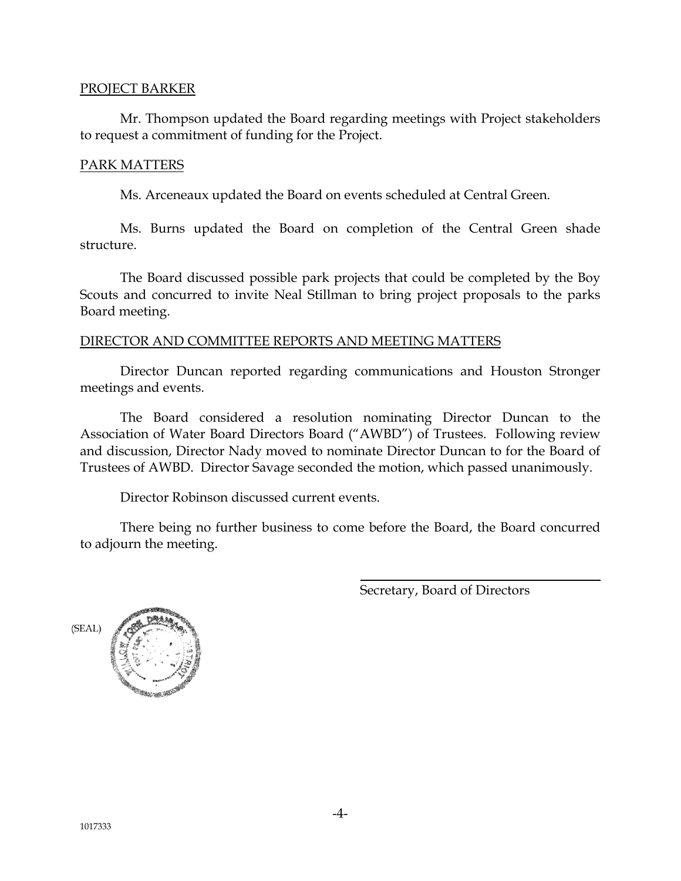PROJECT BARKER

Mr. Thompson updated the Board regarding meetings with Project stakeholders to request a commitment of funding for the Project.

PARK MATTERS

Ms. Arceneaux updated the Board on events scheduled at Central Green.

Ms. Burns updated the Board on completion of the Central Green shade structure.

The Board discussed possible park projects that could be completed by the Boy Scouts and concurred to invite Neal Stillman to bring project proposals to the parks Board meeting.

DIRECTOR AND COMMITTEE REPORTS AND MEETING MATTERS

Director Duncan reported regarding communications and Houston Stronger meetings and events.

The Board considered a resolution nominating Director Duncan to the Association of Water Board Directors Board ("AWBD") of Trustees. Following review and discussion, Director Nady moved to nominate Director Duncan to for the Board of Trustees of AWBD. Director Savage seconded the motion, which passed unanimously.

Director Robinson discussed current events.

There being no further business to come before the Board, the Board concurred to adjourn the meeting.

Secretary, Board of Directors

(SEAL)

1017333